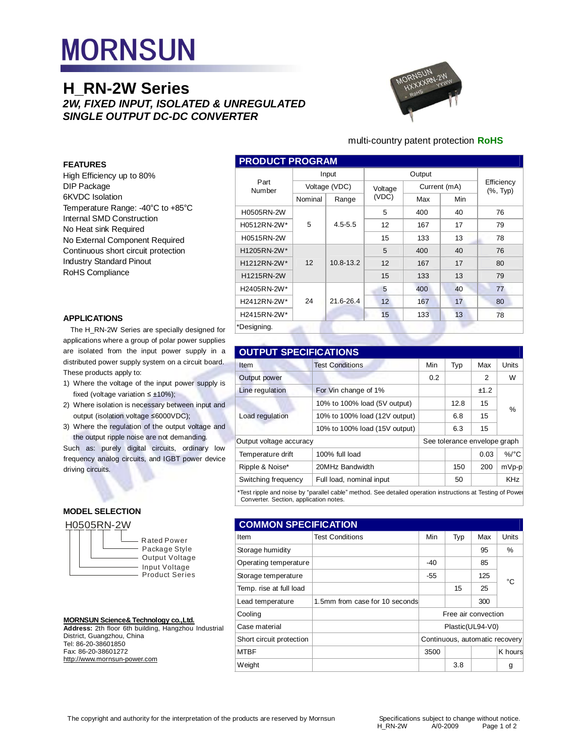# MORNSUN

## H_RN-2W Series

***2W, FIXED INPUT, ISOLATED & UNREGULATED SINGLE OUTPUT DC-DC CONVERTER***

multi-country patent protection **RoHS**

### FEATURES

High Efficiency up to 80%
DIP Package
6KVDC Isolation
Temperature Range: -40°C to +85°C
Internal SMD Construction
No Heat sink Required
No External Component Required
Continuous short circuit protection
Industry Standard Pinout
RoHS Compliance

### APPLICATIONS

The H_RN-2W Series are specially designed for applications where a group of polar power supplies are isolated from the input power supply in a distributed power supply system on a circuit board. These products apply to:

1) Where the voltage of the input power supply is fixed (voltage variation ≤ ±10%);
2) Where isolation is necessary between input and output (isolation voltage ≤6000VDC);
3) Where the regulation of the output voltage and the output ripple noise are not demanding.

Such as: purely digital circuits, ordinary low frequency analog circuits, and IGBT power device driving circuits.

### MODEL SELECTION

H0505RN-2W

- Rated Power
- Package Style
- Output Voltage
- Input Voltage
- Product Series

**MORNSUN Science& Technology co.,Ltd.**
**Address:** 2th floor 6th building, Hangzhou Industrial District, Guangzhou, China
Tel: 86-20-38601850
Fax: 86-20-38601272
http://www.mornsun-power.com

### PRODUCT PROGRAM

| Part Number | Input Voltage (VDC) | | Output | | | Efficiency (%, Typ) |
|---|---|---|---|---|---|---|
| | Nominal | Range | Voltage (VDC) | Current (mA) Max | Current (mA) Min | |
| H0505RN-2W | 5 | 4.5-5.5 | 5 | 400 | 40 | 76 |
| H0512RN-2W* | | | 12 | 167 | 17 | 79 |
| H0515RN-2W | | | 15 | 133 | 13 | 78 |
| H1205RN-2W* | 12 | 10.8-13.2 | 5 | 400 | 40 | 76 |
| H1212RN-2W* | | | 12 | 167 | 17 | 80 |
| H1215RN-2W | | | 15 | 133 | 13 | 79 |
| H2405RN-2W* | 24 | 21.6-26.4 | 5 | 400 | 40 | 77 |
| H2412RN-2W* | | | 12 | 167 | 17 | 80 |
| H2415RN-2W* | | | 15 | 133 | 13 | 78 |

*Designing.

### OUTPUT SPECIFICATIONS

| Item | Test Conditions | Min | Typ | Max | Units |
|---|---|---|---|---|---|
| Output power | | 0.2 | | 2 | W |
| Line regulation | For Vin change of 1% | | | ±1.2 | % |
| Load regulation | 10% to 100% load (5V output) | | 12.8 | 15 | % |
| | 10% to 100% load (12V output) | | 6.8 | 15 | % |
| | 10% to 100% load (15V output) | | 6.3 | 15 | % |
| Output voltage accuracy | | See tolerance envelope graph | | | |
| Temperature drift | 100% full load | | | 0.03 | %/°C |
| Ripple & Noise* | 20MHz Bandwidth | | 150 | 200 | mVp-p |
| Switching frequency | Full load, nominal input | | 50 | | KHz |

*Test ripple and noise by "parallel cable" method. See detailed operation instructions at Testing of Power Converter. Section, application notes.

### COMMON SPECIFICATION

| Item | Test Conditions | Min | Typ | Max | Units |
|---|---|---|---|---|---|
| Storage humidity | | | | 95 | % |
| Operating temperature | | -40 | | 85 | °C |
| Storage temperature | | -55 | | 125 | °C |
| Temp. rise at full load | | | 15 | 25 | °C |
| Lead temperature | 1.5mm from case for 10 seconds | | | 300 | °C |
| Cooling | | Free air convection | | | |
| Case material | | Plastic(UL94-V0) | | | |
| Short circuit protection | | Continuous, automatic recovery | | | |
| MTBF | | 3500 | | | K hours |
| Weight | | | 3.8 | | g |

The copyright and authority for the interpretation of the products are reserved by Mornsun

Specifications subject to change without notice.
H_RN-2W A/0-2009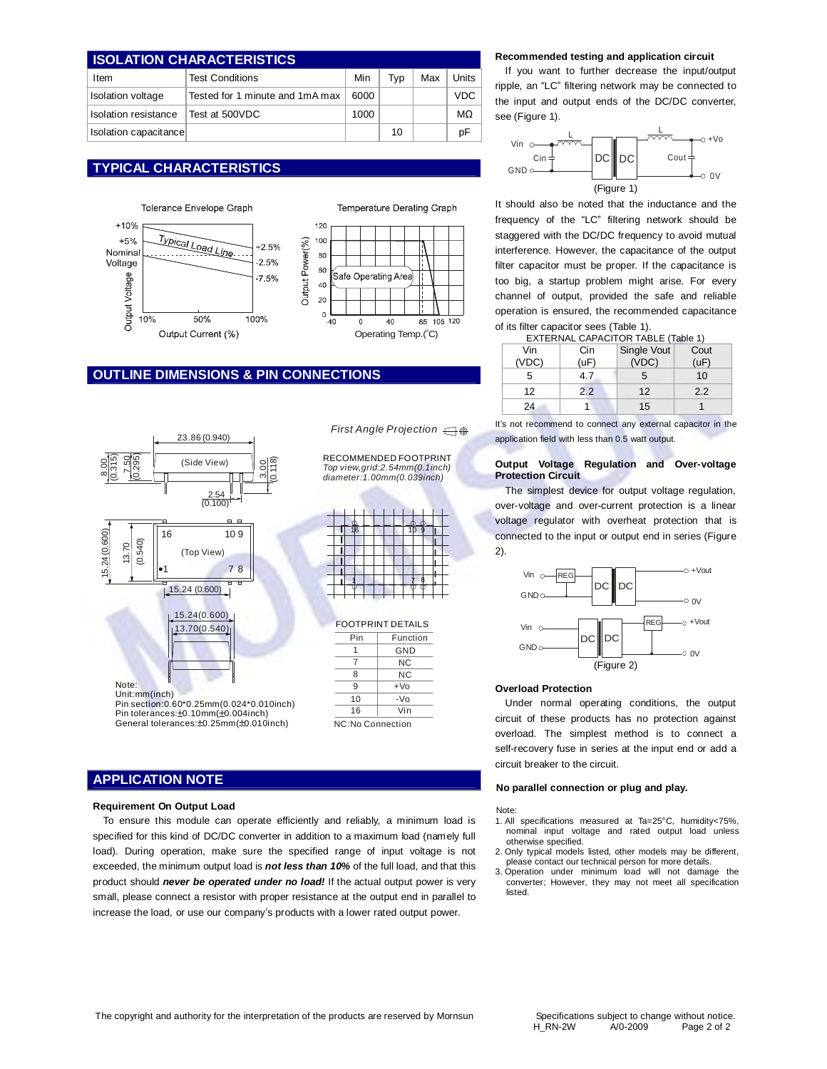## ISOLATION CHARACTERISTICS

| Item | Test Conditions | Min | Typ | Max | Units |
|---|---|---|---|---|---|
| Isolation voltage | Tested for 1 minute and 1mA max | 6000 | | | VDC |
| Isolation resistance | Test at 500VDC | 1000 | | | MΩ |
| Isolation capacitance | | | 10 | | pF |

## TYPICAL CHARACTERISTICS

Tolerance Envelope Graph

+10%
+5%
Nominal Voltage
Typical Load Line
+2.5%
-2.5%
-7.5%
Output Voltage
10%
50%
100%
Output Current (%)

Temperature Derating Graph

120
100
80
60
40
20
0
Output Power(%)
Safe Operating Area
-40
0
40
85
105
120
Operating Temp.(°C)

## OUTLINE DIMENSIONS & PIN CONNECTIONS

*First Angle Projection*

23.86 (0.940)
(Side View)
8.00 (0.315)
7.50 (0.295)
3.00 (0.118)
2.54 (0.100)

16
10 9
(Top View)
1
7 8
15.24 (0.600)
13.70 (0.540)
15.24 (0.600)

15.24(0.600)
13.70(0.540)

RECOMMENDED FOOTPRINT
*Top view,grid:2.54mm(0.1inch)*
*diameter:1.00mm(0.039inch)*

16
10 9
1
7 8

FOOTPRINT DETAILS

| Pin | Function |
|---|---|
| 1 | GND |
| 7 | NC |
| 8 | NC |
| 9 | +Vo |
| 10 | -Vo |
| 16 | Vin |

NC:No Connection

Note:
Unit:mm(inch)
Pin section:0.60*0.25mm(0.024*0.010inch)
Pin tolerances:±0.10mm(±0.004inch)
General tolerances:±0.25mm(±0.010inch)

## APPLICATION NOTE

### Requirement On Output Load

To ensure this module can operate efficiently and reliably, a minimum load is specified for this kind of DC/DC converter in addition to a maximum load (namely full load). During operation, make sure the specified range of input voltage is not exceeded, the minimum output load is ***not less than 10%*** of the full load, and that this product should ***never be operated under no load!*** If the actual output power is very small, please connect a resistor with proper resistance at the output end in parallel to increase the load, or use our company's products with a lower rated output power.

### Recommended testing and application circuit

If you want to further decrease the input/output ripple, an "LC" filtering network may be connected to the input and output ends of the DC/DC converter, see (Figure 1).

Vin
Cin
GND
L
DC
DC
L
Cout
+Vo
0V

(Figure 1)

It should also be noted that the inductance and the frequency of the "LC" filtering network should be staggered with the DC/DC frequency to avoid mutual interference. However, the capacitance of the output filter capacitor must be proper. If the capacitance is too big, a startup problem might arise. For every channel of output, provided the safe and reliable operation is ensured, the recommended capacitance of its filter capacitor sees (Table 1).

EXTERNAL CAPACITOR TABLE (Table 1)

| Vin (VDC) | Cin (uF) | Single Vout (VDC) | Cout (uF) |
|---|---|---|---|
| 5 | 4.7 | 5 | 10 |
| 12 | 2.2 | 12 | 2.2 |
| 24 | 1 | 15 | 1 |

It's not recommend to connect any external capacitor in the application field with less than 0.5 watt output.

### Output Voltage Regulation and Over-voltage Protection Circuit

The simplest device for output voltage regulation, over-voltage and over-current protection is a linear voltage regulator with overheat protection that is connected to the input or output end in series (Figure 2).

Vin
GND
REG
DC
DC
+Vout
0V

Vin
GND
DC
DC
REG
+Vout
0V

(Figure 2)

### Overload Protection

Under normal operating conditions, the output circuit of these products has no protection against overload. The simplest method is to connect a self-recovery fuse in series at the input end or add a circuit breaker to the circuit.

**No parallel connection or plug and play.**

Note:
1. All specifications measured at Ta=25°C, humidity<75%, nominal input voltage and rated output load unless otherwise specified.
2. Only typical models listed, other models may be different, please contact our technical person for more details.
3. Operation under minimum load will not damage the converter; However, they may not meet all specification listed.

The copyright and authority for the interpretation of the products are reserved by Mornsun

Specifications subject to change without notice.
H_RN-2W A/0-2009